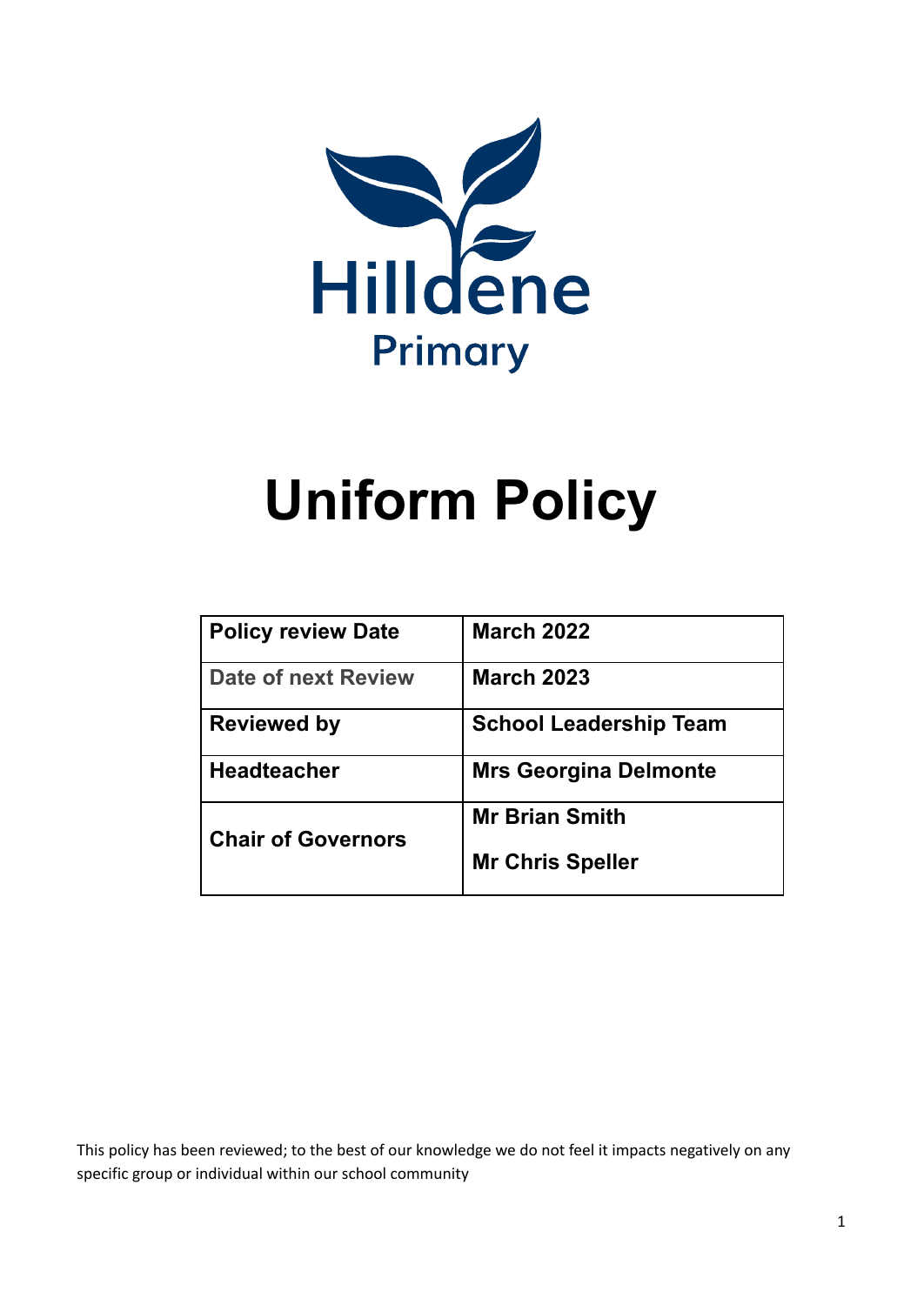Hilldene

Primary

# Uniform Policy

| Policy review Date | March 2022 |
|---|---|
| Date of next Review | March 2023 |
| Reviewed by | School Leadership Team |
| Headteacher | Mrs Georgina Delmonte |
| Chair of Governors | Mr Brian Smith<br>Mr Chris Speller |

This policy has been reviewed; to the best of our knowledge we do not feel it impacts negatively on any specific group or individual within our school community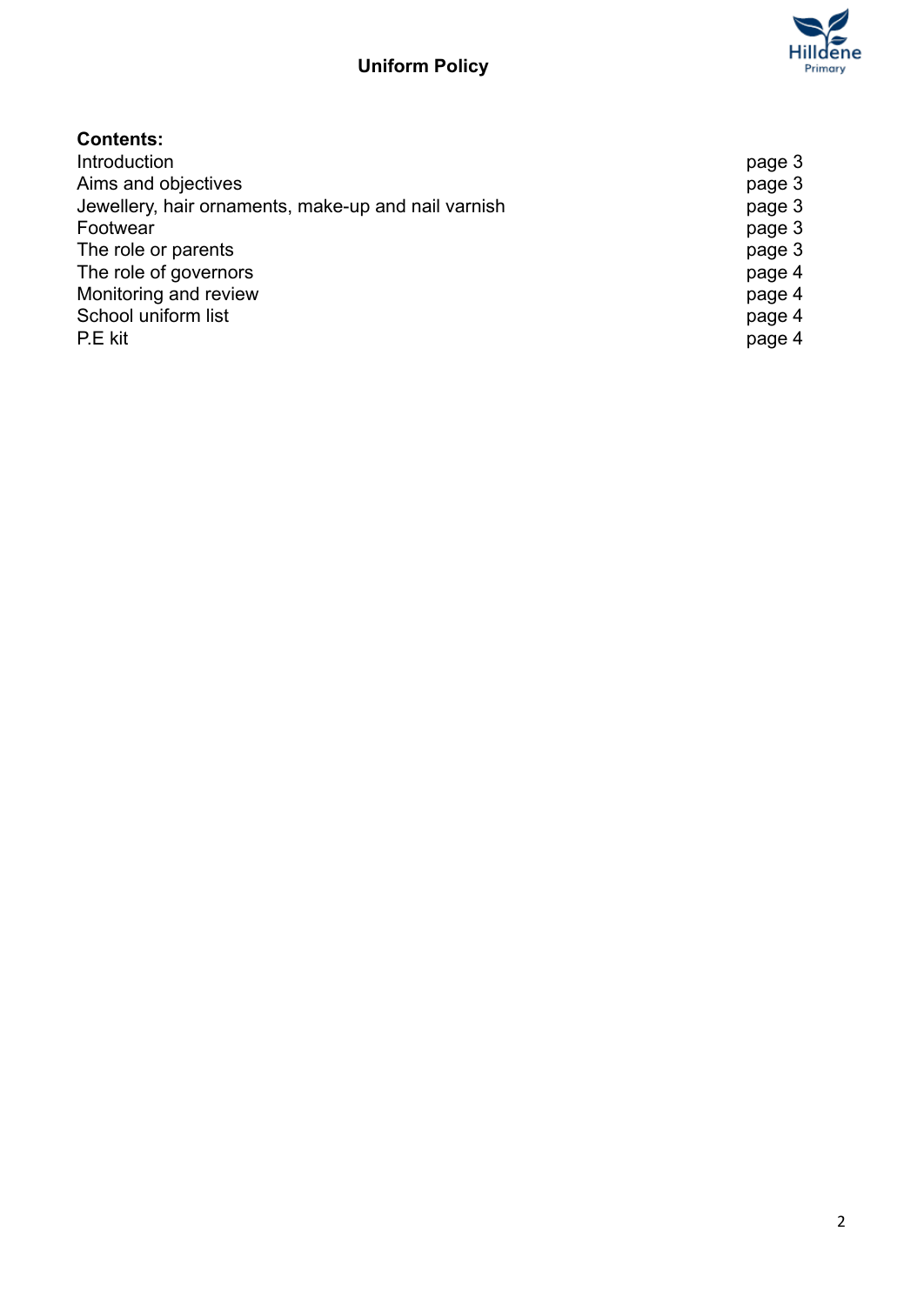# Uniform Policy

**Contents:**

| | |
|---|---|
| Introduction | page 3 |
| Aims and objectives | page 3 |
| Jewellery, hair ornaments, make-up and nail varnish | page 3 |
| Footwear | page 3 |
| The role or parents | page 3 |
| The role of governors | page 4 |
| Monitoring and review | page 4 |
| School uniform list | page 4 |
| P.E kit | page 4 |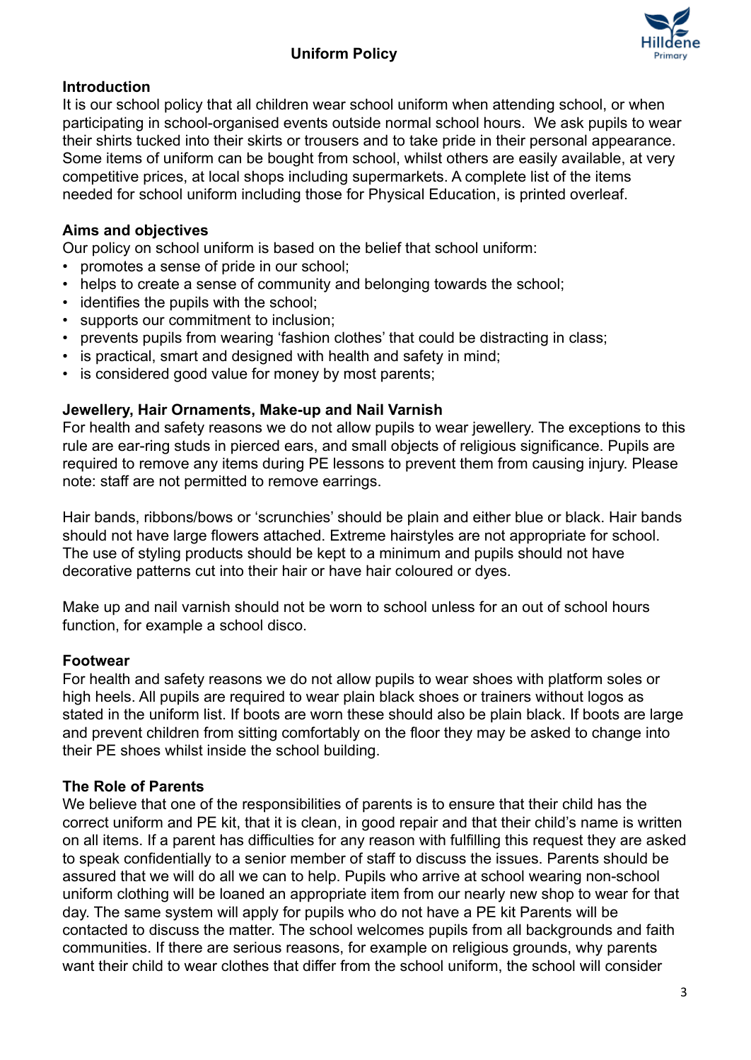## Uniform Policy

### Introduction

It is our school policy that all children wear school uniform when attending school, or when participating in school-organised events outside normal school hours. We ask pupils to wear their shirts tucked into their skirts or trousers and to take pride in their personal appearance. Some items of uniform can be bought from school, whilst others are easily available, at very competitive prices, at local shops including supermarkets. A complete list of the items needed for school uniform including those for Physical Education, is printed overleaf.

### Aims and objectives

Our policy on school uniform is based on the belief that school uniform:

- promotes a sense of pride in our school;
- helps to create a sense of community and belonging towards the school;
- identifies the pupils with the school;
- supports our commitment to inclusion;
- prevents pupils from wearing 'fashion clothes' that could be distracting in class;
- is practical, smart and designed with health and safety in mind;
- is considered good value for money by most parents;

### Jewellery, Hair Ornaments, Make-up and Nail Varnish

For health and safety reasons we do not allow pupils to wear jewellery. The exceptions to this rule are ear-ring studs in pierced ears, and small objects of religious significance. Pupils are required to remove any items during PE lessons to prevent them from causing injury. Please note: staff are not permitted to remove earrings.

Hair bands, ribbons/bows or 'scrunchies' should be plain and either blue or black. Hair bands should not have large flowers attached. Extreme hairstyles are not appropriate for school. The use of styling products should be kept to a minimum and pupils should not have decorative patterns cut into their hair or have hair coloured or dyes.

Make up and nail varnish should not be worn to school unless for an out of school hours function, for example a school disco.

### Footwear

For health and safety reasons we do not allow pupils to wear shoes with platform soles or high heels. All pupils are required to wear plain black shoes or trainers without logos as stated in the uniform list. If boots are worn these should also be plain black. If boots are large and prevent children from sitting comfortably on the floor they may be asked to change into their PE shoes whilst inside the school building.

### The Role of Parents

We believe that one of the responsibilities of parents is to ensure that their child has the correct uniform and PE kit, that it is clean, in good repair and that their child's name is written on all items. If a parent has difficulties for any reason with fulfilling this request they are asked to speak confidentially to a senior member of staff to discuss the issues. Parents should be assured that we will do all we can to help. Pupils who arrive at school wearing non-school uniform clothing will be loaned an appropriate item from our nearly new shop to wear for that day. The same system will apply for pupils who do not have a PE kit Parents will be contacted to discuss the matter. The school welcomes pupils from all backgrounds and faith communities. If there are serious reasons, for example on religious grounds, why parents want their child to wear clothes that differ from the school uniform, the school will consider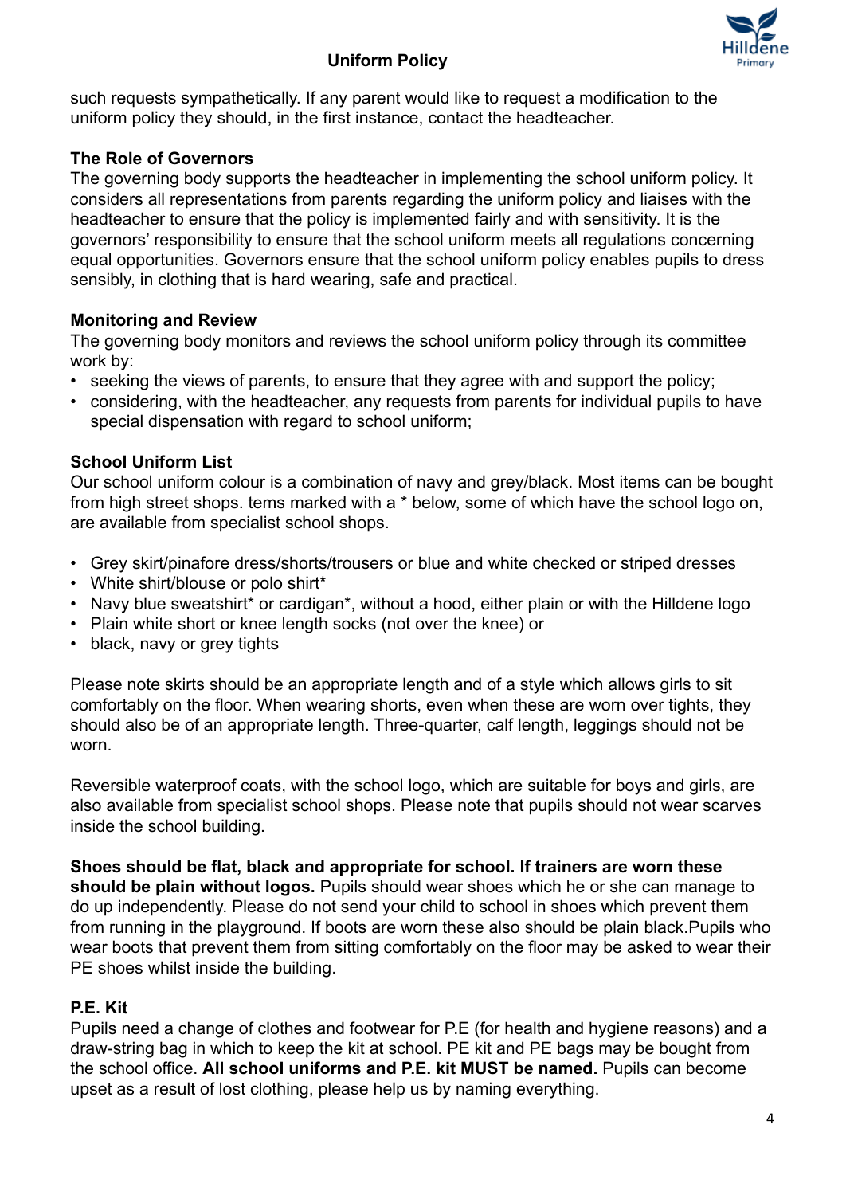such requests sympathetically. If any parent would like to request a modification to the uniform policy they should, in the first instance, contact the headteacher.

### The Role of Governors

The governing body supports the headteacher in implementing the school uniform policy. It considers all representations from parents regarding the uniform policy and liaises with the headteacher to ensure that the policy is implemented fairly and with sensitivity. It is the governors' responsibility to ensure that the school uniform meets all regulations concerning equal opportunities. Governors ensure that the school uniform policy enables pupils to dress sensibly, in clothing that is hard wearing, safe and practical.

### Monitoring and Review

The governing body monitors and reviews the school uniform policy through its committee work by:

- seeking the views of parents, to ensure that they agree with and support the policy;
- considering, with the headteacher, any requests from parents for individual pupils to have special dispensation with regard to school uniform;

### School Uniform List

Our school uniform colour is a combination of navy and grey/black. Most items can be bought from high street shops. tems marked with a * below, some of which have the school logo on, are available from specialist school shops.

- Grey skirt/pinafore dress/shorts/trousers or blue and white checked or striped dresses
- White shirt/blouse or polo shirt*
- Navy blue sweatshirt* or cardigan*, without a hood, either plain or with the Hilldene logo
- Plain white short or knee length socks (not over the knee) or
- black, navy or grey tights

Please note skirts should be an appropriate length and of a style which allows girls to sit comfortably on the floor. When wearing shorts, even when these are worn over tights, they should also be of an appropriate length. Three-quarter, calf length, leggings should not be worn.

Reversible waterproof coats, with the school logo, which are suitable for boys and girls, are also available from specialist school shops. Please note that pupils should not wear scarves inside the school building.

**Shoes should be flat, black and appropriate for school. If trainers are worn these should be plain without logos.** Pupils should wear shoes which he or she can manage to do up independently. Please do not send your child to school in shoes which prevent them from running in the playground. If boots are worn these also should be plain black.Pupils who wear boots that prevent them from sitting comfortably on the floor may be asked to wear their PE shoes whilst inside the building.

### P.E. Kit

Pupils need a change of clothes and footwear for P.E (for health and hygiene reasons) and a draw-string bag in which to keep the kit at school. PE kit and PE bags may be bought from the school office. **All school uniforms and P.E. kit MUST be named.** Pupils can become upset as a result of lost clothing, please help us by naming everything.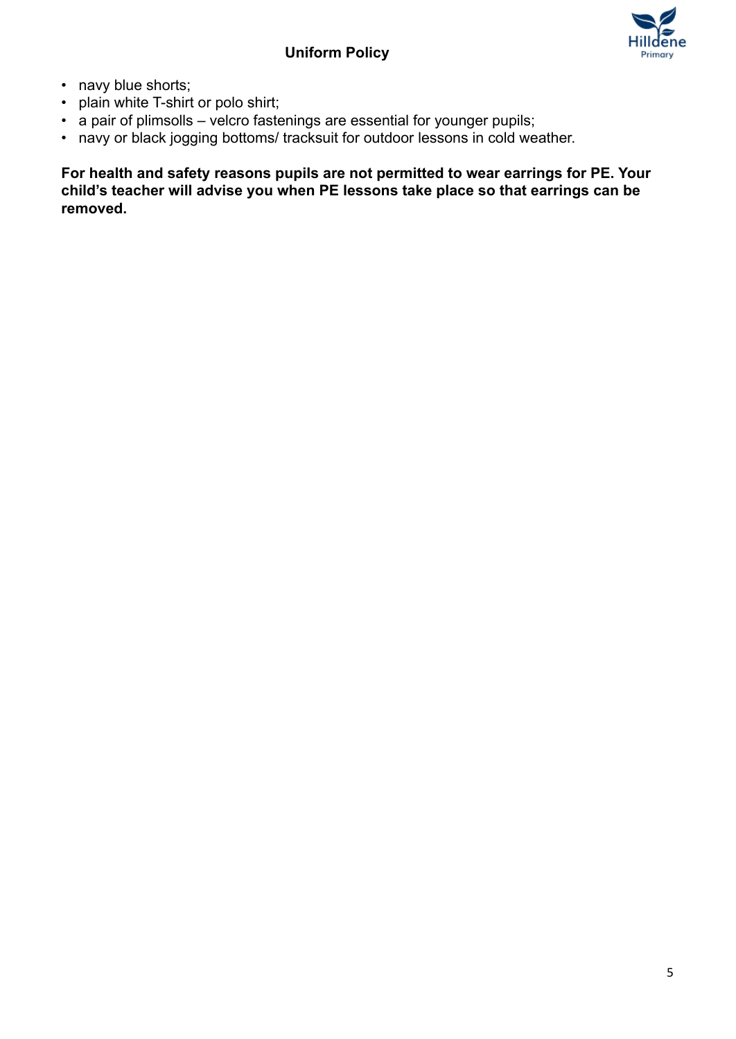- navy blue shorts;
- plain white T-shirt or polo shirt;
- a pair of plimsolls – velcro fastenings are essential for younger pupils;
- navy or black jogging bottoms/ tracksuit for outdoor lessons in cold weather.

**For health and safety reasons pupils are not permitted to wear earrings for PE. Your child's teacher will advise you when PE lessons take place so that earrings can be removed.**